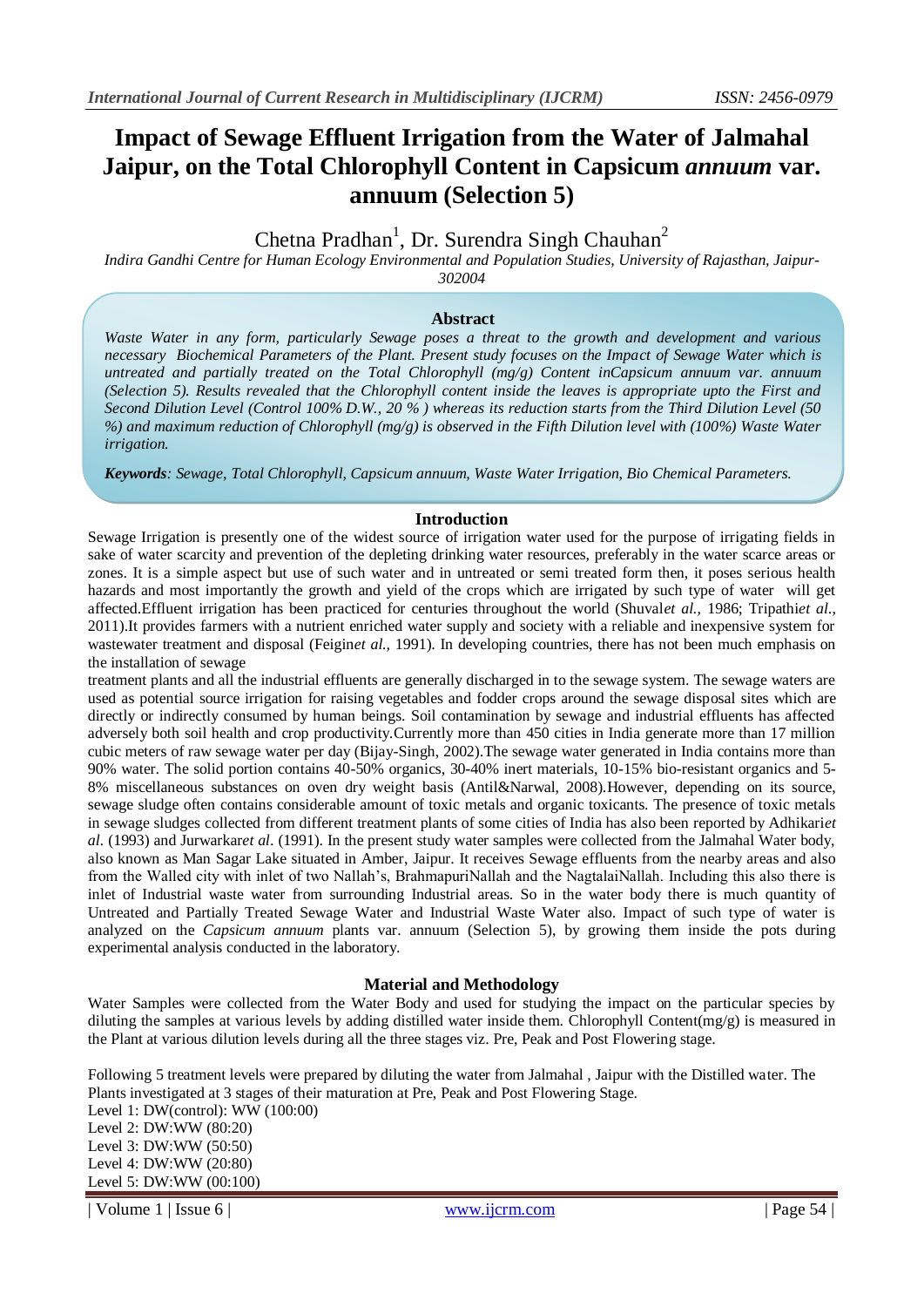# Impact of Sewage Effluent Irrigation from the Water of Jalmahal Jaipur, on the Total Chlorophyll Content in Capsicum *annuum* var. annuum (Selection 5)

Chetna Pradhan[1], Dr. Surendra Singh Chauhan[2]

*Indira Gandhi Centre for Human Ecology Environmental and Population Studies, University of Rajasthan, Jaipur-302004*

## Abstract

*Waste Water in any form, particularly Sewage poses a threat to the growth and development and various necessary Biochemical Parameters of the Plant. Present study focuses on the Impact of Sewage Water which is untreated and partially treated on the Total Chlorophyll (mg/g) Content inCapsicum annuum var. annuum (Selection 5). Results revealed that the Chlorophyll content inside the leaves is appropriate upto the First and Second Dilution Level (Control 100% D.W., 20 % ) whereas its reduction starts from the Third Dilution Level (50 %) and maximum reduction of Chlorophyll (mg/g) is observed in the Fifth Dilution level with (100%) Waste Water irrigation.*

***Keywords****: Sewage, Total Chlorophyll, Capsicum annuum, Waste Water Irrigation, Bio Chemical Parameters.*

## Introduction

Sewage Irrigation is presently one of the widest source of irrigation water used for the purpose of irrigating fields in sake of water scarcity and prevention of the depleting drinking water resources, preferably in the water scarce areas or zones. It is a simple aspect but use of such water and in untreated or semi treated form then, it poses serious health hazards and most importantly the growth and yield of the crops which are irrigated by such type of water will get affected.Effluent irrigation has been practiced for centuries throughout the world (Shuval*et al.,* 1986; Tripathi*et al.,* 2011).It provides farmers with a nutrient enriched water supply and society with a reliable and inexpensive system for wastewater treatment and disposal (Feigin*et al.,* 1991). In developing countries, there has not been much emphasis on the installation of sewage treatment plants and all the industrial effluents are generally discharged in to the sewage system. The sewage waters are used as potential source irrigation for raising vegetables and fodder crops around the sewage disposal sites which are directly or indirectly consumed by human beings. Soil contamination by sewage and industrial effluents has affected adversely both soil health and crop productivity.Currently more than 450 cities in India generate more than 17 million cubic meters of raw sewage water per day (Bijay-Singh, 2002).The sewage water generated in India contains more than 90% water. The solid portion contains 40-50% organics, 30-40% inert materials, 10-15% bio-resistant organics and 5-8% miscellaneous substances on oven dry weight basis (Antil&Narwal, 2008).However, depending on its source, sewage sludge often contains considerable amount of toxic metals and organic toxicants. The presence of toxic metals in sewage sludges collected from different treatment plants of some cities of India has also been reported by Adhikari*et al*. (1993) and Jurwarkar*et al*. (1991). In the present study water samples were collected from the Jalmahal Water body, also known as Man Sagar Lake situated in Amber, Jaipur. It receives Sewage effluents from the nearby areas and also from the Walled city with inlet of two Nallah's, BrahmapuriNallah and the NagtalaiNallah. Including this also there is inlet of Industrial waste water from surrounding Industrial areas. So in the water body there is much quantity of Untreated and Partially Treated Sewage Water and Industrial Waste Water also. Impact of such type of water is analyzed on the *Capsicum annuum* plants var. annuum (Selection 5), by growing them inside the pots during experimental analysis conducted in the laboratory.

## Material and Methodology

Water Samples were collected from the Water Body and used for studying the impact on the particular species by diluting the samples at various levels by adding distilled water inside them. Chlorophyll Content(mg/g) is measured in the Plant at various dilution levels during all the three stages viz. Pre, Peak and Post Flowering stage.

Following 5 treatment levels were prepared by diluting the water from Jalmahal , Jaipur with the Distilled water. The Plants investigated at 3 stages of their maturation at Pre, Peak and Post Flowering Stage.

Level 1: DW(control): WW (100:00)
Level 2: DW:WW (80:20)
Level 3: DW:WW (50:50)
Level 4: DW:WW (20:80)
Level 5: DW:WW (00:100)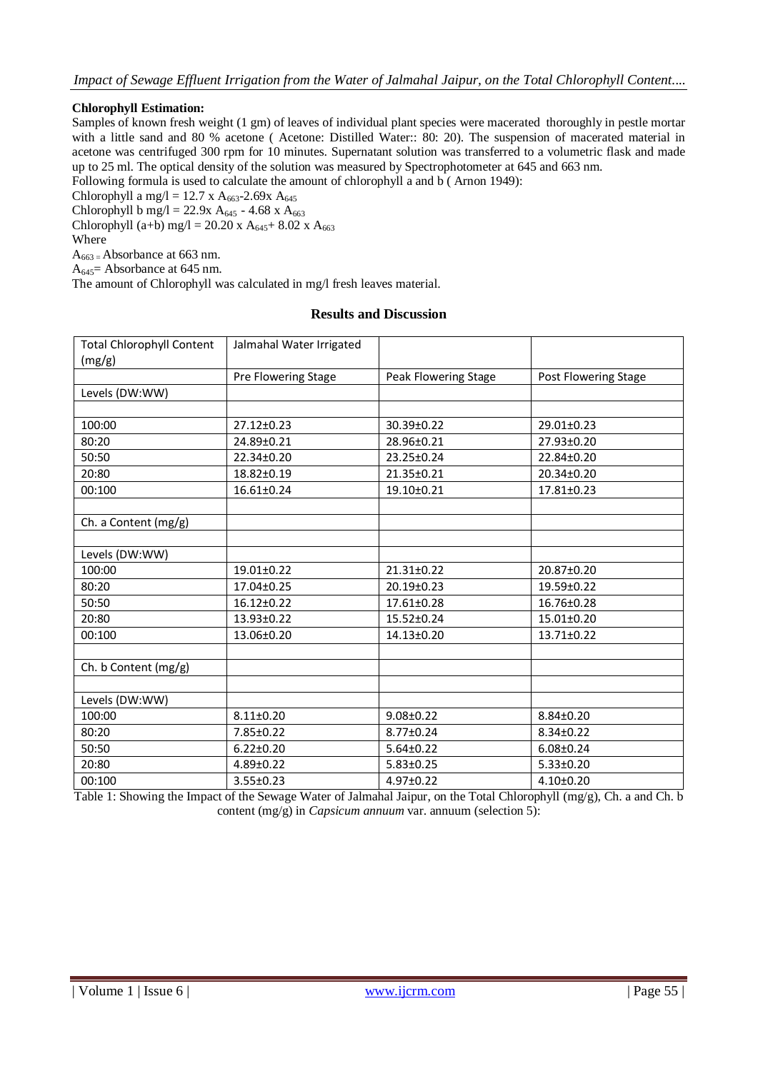**Chlorophyll Estimation:**

Samples of known fresh weight (1 gm) of leaves of individual plant species were macerated thoroughly in pestle mortar with a little sand and 80 % acetone ( Acetone: Distilled Water:: 80: 20). The suspension of macerated material in acetone was centrifuged 300 rpm for 10 minutes. Supernatant solution was transferred to a volumetric flask and made up to 25 ml. The optical density of the solution was measured by Spectrophotometer at 645 and 663 nm.

Following formula is used to calculate the amount of chlorophyll a and b ( Arnon 1949):

Chlorophyll a mg/l = $12.7 \times A_{663} - 2.69 \times A_{645}$

Chlorophyll b mg/l = $22.9 \times A_{645} - 4.68 \times A_{663}$

Chlorophyll (a+b) mg/l = $20.20 \times A_{645} + 8.02 \times A_{663}$

Where

$A_{663}$ = Absorbance at 663 nm.

$A_{645}$= Absorbance at 645 nm.

The amount of Chlorophyll was calculated in mg/l fresh leaves material.

## Results and Discussion

| Total Chlorophyll Content (mg/g) | Jalmahal Water Irrigated | | |
|---|---|---|---|
| | Pre Flowering Stage | Peak Flowering Stage | Post Flowering Stage |
| Levels (DW:WW) | | | |
| | | | |
| 100:00 | 27.12±0.23 | 30.39±0.22 | 29.01±0.23 |
| 80:20 | 24.89±0.21 | 28.96±0.21 | 27.93±0.20 |
| 50:50 | 22.34±0.20 | 23.25±0.24 | 22.84±0.20 |
| 20:80 | 18.82±0.19 | 21.35±0.21 | 20.34±0.20 |
| 00:100 | 16.61±0.24 | 19.10±0.21 | 17.81±0.23 |
| | | | |
| Ch. a Content (mg/g) | | | |
| | | | |
| Levels (DW:WW) | | | |
| 100:00 | 19.01±0.22 | 21.31±0.22 | 20.87±0.20 |
| 80:20 | 17.04±0.25 | 20.19±0.23 | 19.59±0.22 |
| 50:50 | 16.12±0.22 | 17.61±0.28 | 16.76±0.28 |
| 20:80 | 13.93±0.22 | 15.52±0.24 | 15.01±0.20 |
| 00:100 | 13.06±0.20 | 14.13±0.20 | 13.71±0.22 |
| | | | |
| Ch. b Content (mg/g) | | | |
| | | | |
| Levels (DW:WW) | | | |
| 100:00 | 8.11±0.20 | 9.08±0.22 | 8.84±0.20 |
| 80:20 | 7.85±0.22 | 8.77±0.24 | 8.34±0.22 |
| 50:50 | 6.22±0.20 | 5.64±0.22 | 6.08±0.24 |
| 20:80 | 4.89±0.22 | 5.83±0.25 | 5.33±0.20 |
| 00:100 | 3.55±0.23 | 4.97±0.22 | 4.10±0.20 |

Table 1: Showing the Impact of the Sewage Water of Jalmahal Jaipur, on the Total Chlorophyll (mg/g), Ch. a and Ch. b content (mg/g) in *Capsicum annuum* var. annuum (selection 5):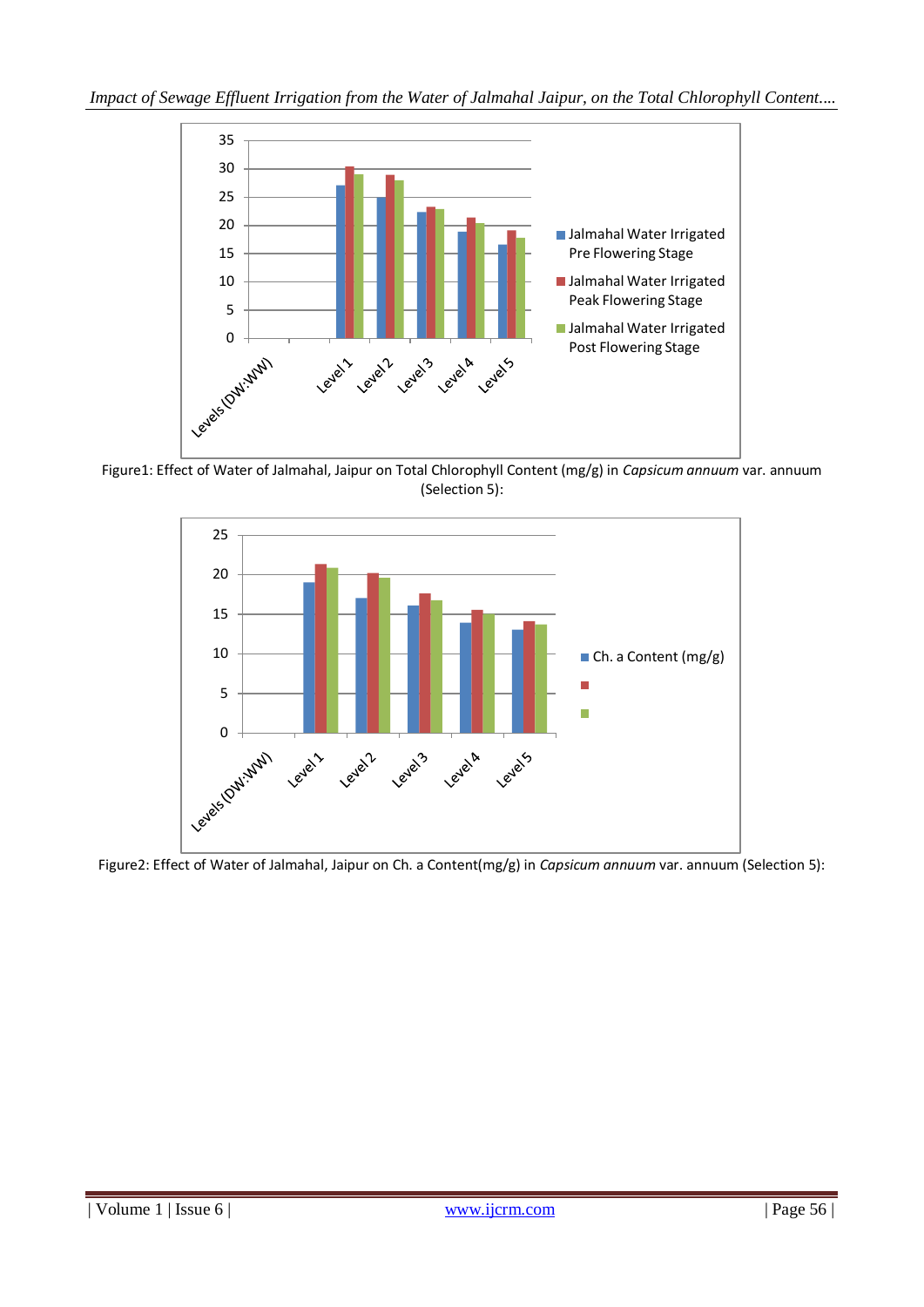Figure1: Effect of Water of Jalmahal, Jaipur on Total Chlorophyll Content (mg/g) in *Capsicum annuum* var. annuum (Selection 5):

Figure2: Effect of Water of Jalmahal, Jaipur on Ch. a Content(mg/g) in *Capsicum annuum* var. annuum (Selection 5):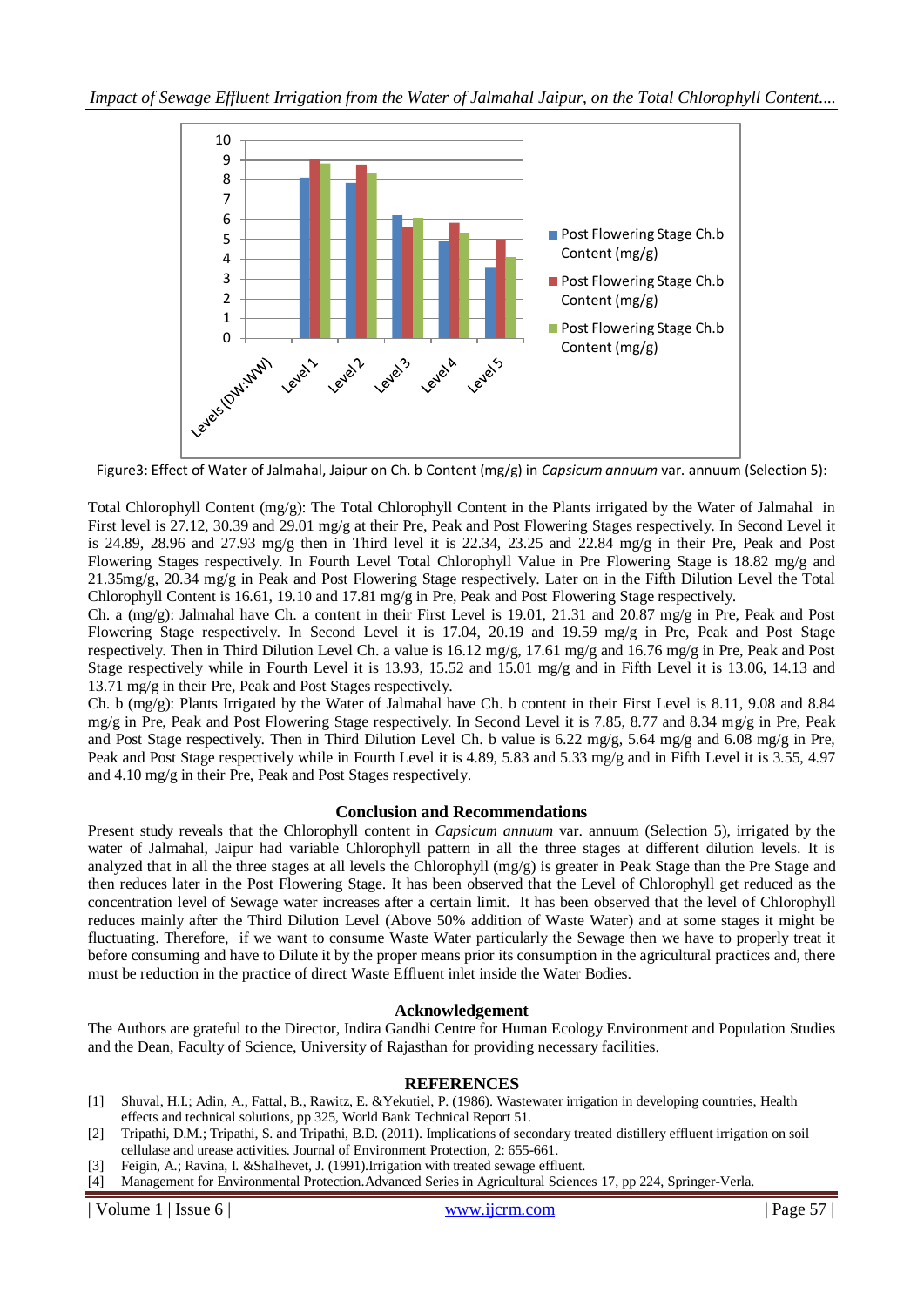Figure3: Effect of Water of Jalmahal, Jaipur on Ch. b Content (mg/g) in *Capsicum annuum* var. annuum (Selection 5):

Total Chlorophyll Content (mg/g): The Total Chlorophyll Content in the Plants irrigated by the Water of Jalmahal in First level is 27.12, 30.39 and 29.01 mg/g at their Pre, Peak and Post Flowering Stages respectively. In Second Level it is 24.89, 28.96 and 27.93 mg/g then in Third level it is 22.34, 23.25 and 22.84 mg/g in their Pre, Peak and Post Flowering Stages respectively. In Fourth Level Total Chlorophyll Value in Pre Flowering Stage is 18.82 mg/g and 21.35mg/g, 20.34 mg/g in Peak and Post Flowering Stage respectively. Later on in the Fifth Dilution Level the Total Chlorophyll Content is 16.61, 19.10 and 17.81 mg/g in Pre, Peak and Post Flowering Stage respectively.

Ch. a (mg/g): Jalmahal have Ch. a content in their First Level is 19.01, 21.31 and 20.87 mg/g in Pre, Peak and Post Flowering Stage respectively. In Second Level it is 17.04, 20.19 and 19.59 mg/g in Pre, Peak and Post Stage respectively. Then in Third Dilution Level Ch. a value is 16.12 mg/g, 17.61 mg/g and 16.76 mg/g in Pre, Peak and Post Stage respectively while in Fourth Level it is 13.93, 15.52 and 15.01 mg/g and in Fifth Level it is 13.06, 14.13 and 13.71 mg/g in their Pre, Peak and Post Stages respectively.

Ch. b (mg/g): Plants Irrigated by the Water of Jalmahal have Ch. b content in their First Level is 8.11, 9.08 and 8.84 mg/g in Pre, Peak and Post Flowering Stage respectively. In Second Level it is 7.85, 8.77 and 8.34 mg/g in Pre, Peak and Post Stage respectively. Then in Third Dilution Level Ch. b value is 6.22 mg/g, 5.64 mg/g and 6.08 mg/g in Pre, Peak and Post Stage respectively while in Fourth Level it is 4.89, 5.83 and 5.33 mg/g and in Fifth Level it is 3.55, 4.97 and 4.10 mg/g in their Pre, Peak and Post Stages respectively.

## Conclusion and Recommendations

Present study reveals that the Chlorophyll content in *Capsicum annuum* var. annuum (Selection 5), irrigated by the water of Jalmahal, Jaipur had variable Chlorophyll pattern in all the three stages at different dilution levels. It is analyzed that in all the three stages at all levels the Chlorophyll (mg/g) is greater in Peak Stage than the Pre Stage and then reduces later in the Post Flowering Stage. It has been observed that the Level of Chlorophyll get reduced as the concentration level of Sewage water increases after a certain limit. It has been observed that the level of Chlorophyll reduces mainly after the Third Dilution Level (Above 50% addition of Waste Water) and at some stages it might be fluctuating. Therefore, if we want to consume Waste Water particularly the Sewage then we have to properly treat it before consuming and have to Dilute it by the proper means prior its consumption in the agricultural practices and, there must be reduction in the practice of direct Waste Effluent inlet inside the Water Bodies.

## Acknowledgement

The Authors are grateful to the Director, Indira Gandhi Centre for Human Ecology Environment and Population Studies and the Dean, Faculty of Science, University of Rajasthan for providing necessary facilities.

## REFERENCES

[1] Shuval, H.I.; Adin, A., Fattal, B., Rawitz, E. &Yekutiel, P. (1986). Wastewater irrigation in developing countries, Health effects and technical solutions, pp 325, World Bank Technical Report 51.

[2] Tripathi, D.M.; Tripathi, S. and Tripathi, B.D. (2011). Implications of secondary treated distillery effluent irrigation on soil cellulase and urease activities. Journal of Environment Protection, 2: 655-661.

[3] Feigin, A.; Ravina, I. &Shalhevet, J. (1991).Irrigation with treated sewage effluent.

[4] Management for Environmental Protection.Advanced Series in Agricultural Sciences 17, pp 224, Springer-Verla.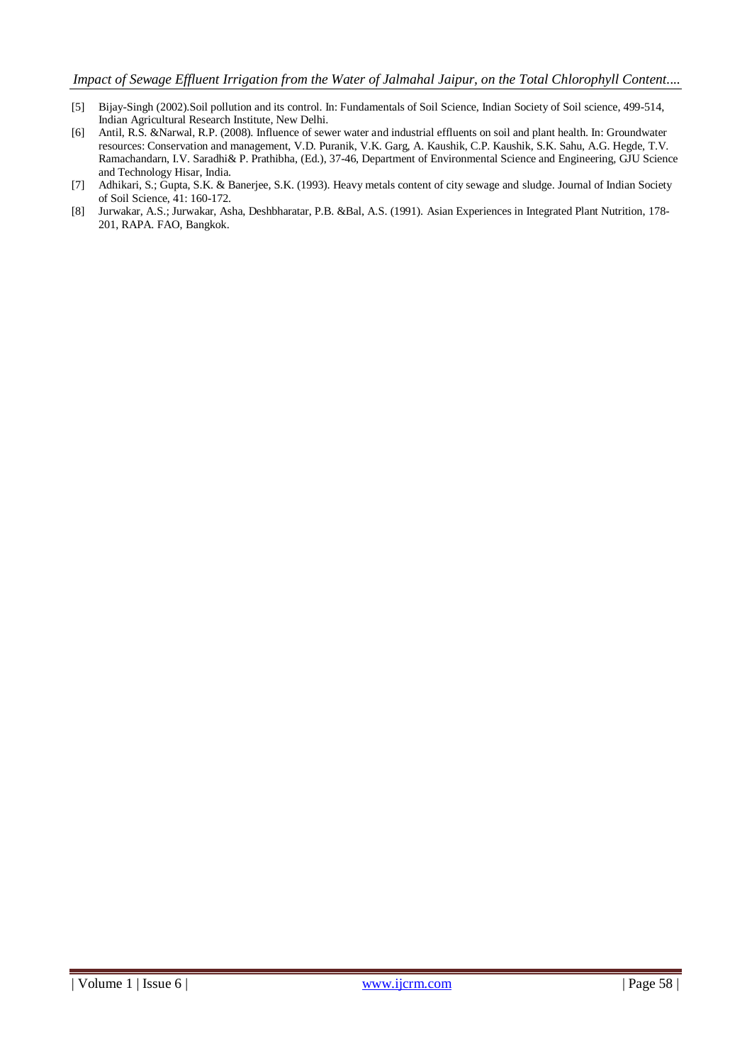[5] Bijay-Singh (2002).Soil pollution and its control. In: Fundamentals of Soil Science, Indian Society of Soil science, 499-514, Indian Agricultural Research Institute, New Delhi.

[6] Antil, R.S. &Narwal, R.P. (2008). Influence of sewer water and industrial effluents on soil and plant health. In: Groundwater resources: Conservation and management, V.D. Puranik, V.K. Garg, A. Kaushik, C.P. Kaushik, S.K. Sahu, A.G. Hegde, T.V. Ramachandarn, I.V. Saradhi& P. Prathibha, (Ed.), 37-46, Department of Environmental Science and Engineering, GJU Science and Technology Hisar, India.

[7] Adhikari, S.; Gupta, S.K. & Banerjee, S.K. (1993). Heavy metals content of city sewage and sludge. Journal of Indian Society of Soil Science, 41: 160-172.

[8] Jurwakar, A.S.; Jurwakar, Asha, Deshbharatar, P.B. &Bal, A.S. (1991). Asian Experiences in Integrated Plant Nutrition, 178-201, RAPA. FAO, Bangkok.